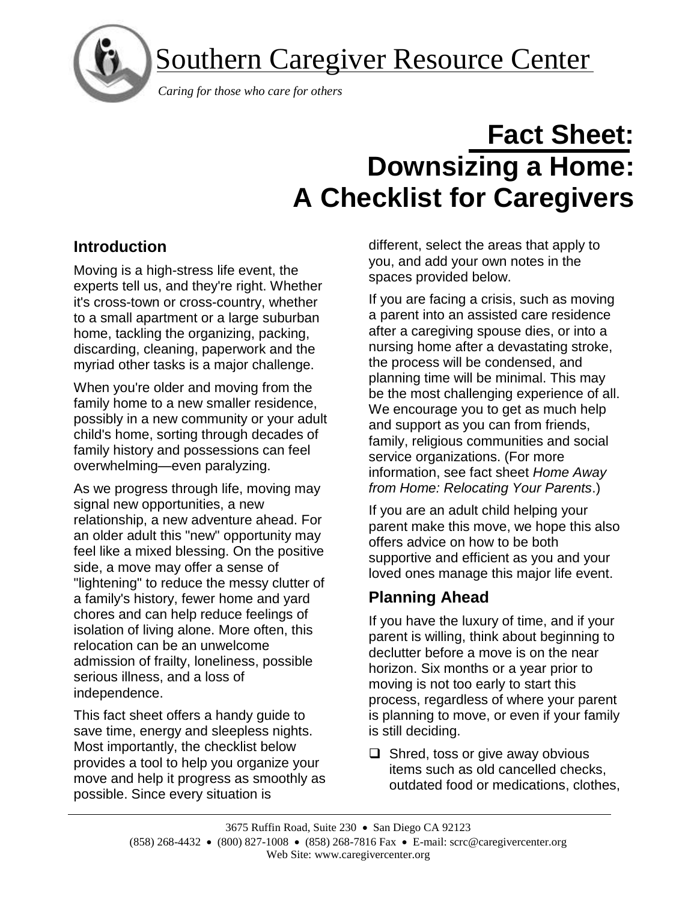# Southern Caregiver Resource Center

*Caring for those who care for others*

# Fact Sheet: Downsizing a Home: A Checklist for Caregivers

## Introduction

Moving is a high-stress life event, the experts tell us, and they're right. Whether it's cross-town or cross-country, whether to a small apartment or a large suburban home, tackling the organizing, packing, discarding, cleaning, paperwork and the myriad other tasks is a major challenge.

When you're older and moving from the family home to a new smaller residence, possibly in a new community or your adult child's home, sorting through decades of family history and possessions can feel overwhelming—even paralyzing.

As we progress through life, moving may signal new opportunities, a new relationship, a new adventure ahead. For an older adult this "new" opportunity may feel like a mixed blessing. On the positive side, a move may offer a sense of "lightening" to reduce the messy clutter of a family's history, fewer home and yard chores and can help reduce feelings of isolation of living alone. More often, this relocation can be an unwelcome admission of frailty, loneliness, possible serious illness, and a loss of independence.

This fact sheet offers a handy guide to save time, energy and sleepless nights. Most importantly, the checklist below provides a tool to help you organize your move and help it progress as smoothly as possible. Since every situation is different, select the areas that apply to you, and add your own notes in the spaces provided below.

If you are facing a crisis, such as moving a parent into an assisted care residence after a caregiving spouse dies, or into a nursing home after a devastating stroke, the process will be condensed, and planning time will be minimal. This may be the most challenging experience of all. We encourage you to get as much help and support as you can from friends, family, religious communities and social service organizations. (For more information, see fact sheet *Home Away from Home: Relocating Your Parents*.)

If you are an adult child helping your parent make this move, we hope this also offers advice on how to be both supportive and efficient as you and your loved ones manage this major life event.

## Planning Ahead

If you have the luxury of time, and if your parent is willing, think about beginning to declutter before a move is on the near horizon. Six months or a year prior to moving is not too early to start this process, regardless of where your parent is planning to move, or even if your family is still deciding.

- ❑ Shred, toss or give away obvious items such as old cancelled checks, outdated food or medications, clothes,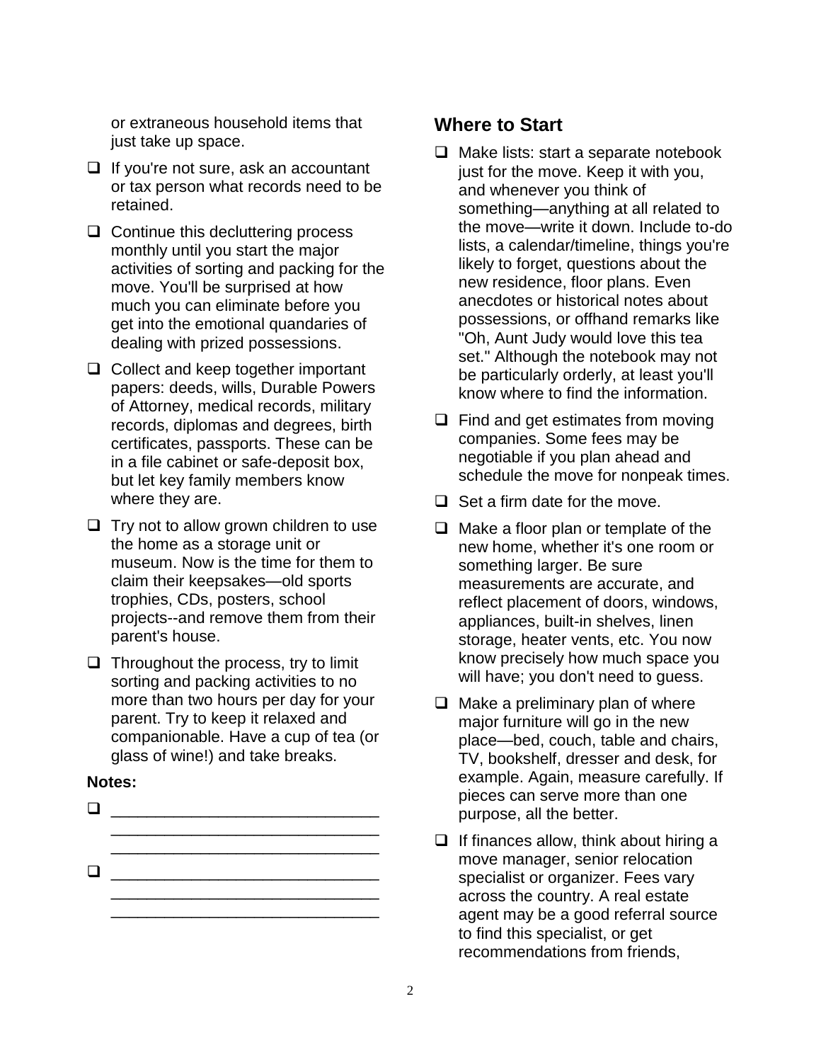or extraneous household items that just take up space.

- If you're not sure, ask an accountant or tax person what records need to be retained.
- Continue this decluttering process monthly until you start the major activities of sorting and packing for the move. You'll be surprised at how much you can eliminate before you get into the emotional quandaries of dealing with prized possessions.
- Collect and keep together important papers: deeds, wills, Durable Powers of Attorney, medical records, military records, diplomas and degrees, birth certificates, passports. These can be in a file cabinet or safe-deposit box, but let key family members know where they are.
- Try not to allow grown children to use the home as a storage unit or museum. Now is the time for them to claim their keepsakes—old sports trophies, CDs, posters, school projects--and remove them from their parent's house.
- Throughout the process, try to limit sorting and packing activities to no more than two hours per day for your parent. Try to keep it relaxed and companionable. Have a cup of tea (or glass of wine!) and take breaks.

**Notes:**

- ______________________________
  ______________________________
  ______________________________
- ______________________________
  ______________________________
  ______________________________

## Where to Start

- Make lists: start a separate notebook just for the move. Keep it with you, and whenever you think of something—anything at all related to the move—write it down. Include to-do lists, a calendar/timeline, things you're likely to forget, questions about the new residence, floor plans. Even anecdotes or historical notes about possessions, or offhand remarks like "Oh, Aunt Judy would love this tea set." Although the notebook may not be particularly orderly, at least you'll know where to find the information.
- Find and get estimates from moving companies. Some fees may be negotiable if you plan ahead and schedule the move for nonpeak times.
- Set a firm date for the move.
- Make a floor plan or template of the new home, whether it's one room or something larger. Be sure measurements are accurate, and reflect placement of doors, windows, appliances, built-in shelves, linen storage, heater vents, etc. You now know precisely how much space you will have; you don't need to guess.
- Make a preliminary plan of where major furniture will go in the new place—bed, couch, table and chairs, TV, bookshelf, dresser and desk, for example. Again, measure carefully. If pieces can serve more than one purpose, all the better.
- If finances allow, think about hiring a move manager, senior relocation specialist or organizer. Fees vary across the country. A real estate agent may be a good referral source to find this specialist, or get recommendations from friends,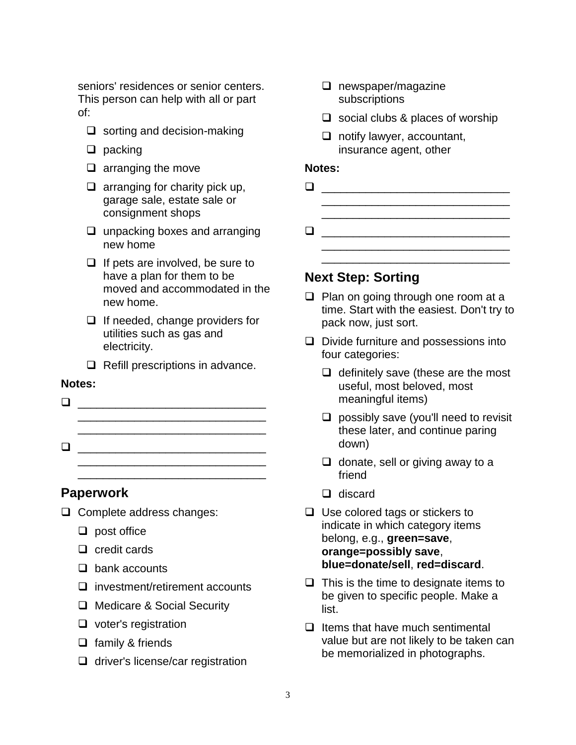seniors' residences or senior centers. This person can help with all or part of:

- ❑ sorting and decision-making
- ❑ packing
- ❑ arranging the move
- ❑ arranging for charity pick up, garage sale, estate sale or consignment shops
- ❑ unpacking boxes and arranging new home
- ❑ If pets are involved, be sure to have a plan for them to be moved and accommodated in the new home.
- ❑ If needed, change providers for utilities such as gas and electricity.
- ❑ Refill prescriptions in advance.

**Notes:**

- ❑ ______________________________ ______________________________ ______________________________
- ❑ ______________________________ ______________________________ ______________________________

## Paperwork

- ❑ Complete address changes:
  - ❑ post office
  - ❑ credit cards
  - ❑ bank accounts
  - ❑ investment/retirement accounts
  - ❑ Medicare & Social Security
  - ❑ voter's registration
  - ❑ family & friends
  - ❑ driver's license/car registration
  - ❑ newspaper/magazine subscriptions
  - ❑ social clubs & places of worship
  - ❑ notify lawyer, accountant, insurance agent, other

**Notes:**

- ❑ ______________________________ ______________________________ ______________________________
- ❑ ______________________________ ______________________________ ______________________________

## Next Step: Sorting

- ❑ Plan on going through one room at a time. Start with the easiest. Don't try to pack now, just sort.
- ❑ Divide furniture and possessions into four categories:
  - ❑ definitely save (these are the most useful, most beloved, most meaningful items)
  - ❑ possibly save (you'll need to revisit these later, and continue paring down)
  - ❑ donate, sell or giving away to a friend
  - ❑ discard
- ❑ Use colored tags or stickers to indicate in which category items belong, e.g., **green=save**, **orange=possibly save**, **blue=donate/sell**, **red=discard**.
- ❑ This is the time to designate items to be given to specific people. Make a list.
- ❑ Items that have much sentimental value but are not likely to be taken can be memorialized in photographs.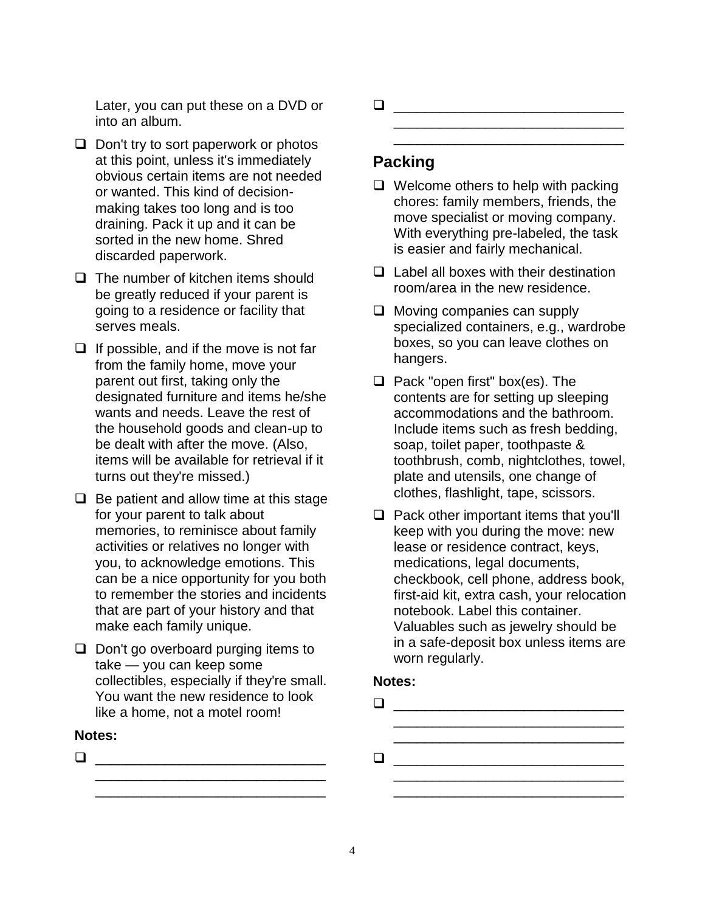Later, you can put these on a DVD or into an album.

- ❑ Don't try to sort paperwork or photos at this point, unless it's immediately obvious certain items are not needed or wanted. This kind of decision-making takes too long and is too draining. Pack it up and it can be sorted in the new home. Shred discarded paperwork.
- ❑ The number of kitchen items should be greatly reduced if your parent is going to a residence or facility that serves meals.
- ❑ If possible, and if the move is not far from the family home, move your parent out first, taking only the designated furniture and items he/she wants and needs. Leave the rest of the household goods and clean-up to be dealt with after the move. (Also, items will be available for retrieval if it turns out they're missed.)
- ❑ Be patient and allow time at this stage for your parent to talk about memories, to reminisce about family activities or relatives no longer with you, to acknowledge emotions. This can be a nice opportunity for you both to remember the stories and incidents that are part of your history and that make each family unique.
- ❑ Don't go overboard purging items to take — you can keep some collectibles, especially if they're small. You want the new residence to look like a home, not a motel room!

**Notes:**

- ❑ ______________________________
  ______________________________
  ______________________________
- ❑ ______________________________
  ______________________________
  ______________________________

## Packing

- ❑ Welcome others to help with packing chores: family members, friends, the move specialist or moving company. With everything pre-labeled, the task is easier and fairly mechanical.
- ❑ Label all boxes with their destination room/area in the new residence.
- ❑ Moving companies can supply specialized containers, e.g., wardrobe boxes, so you can leave clothes on hangers.
- ❑ Pack "open first" box(es). The contents are for setting up sleeping accommodations and the bathroom. Include items such as fresh bedding, soap, toilet paper, toothpaste & toothbrush, comb, nightclothes, towel, plate and utensils, one change of clothes, flashlight, tape, scissors.
- ❑ Pack other important items that you'll keep with you during the move: new lease or residence contract, keys, medications, legal documents, checkbook, cell phone, address book, first-aid kit, extra cash, your relocation notebook. Label this container. Valuables such as jewelry should be in a safe-deposit box unless items are worn regularly.

**Notes:**

- ❑ ______________________________
  ______________________________
  ______________________________
- ❑ ______________________________
  ______________________________
  ______________________________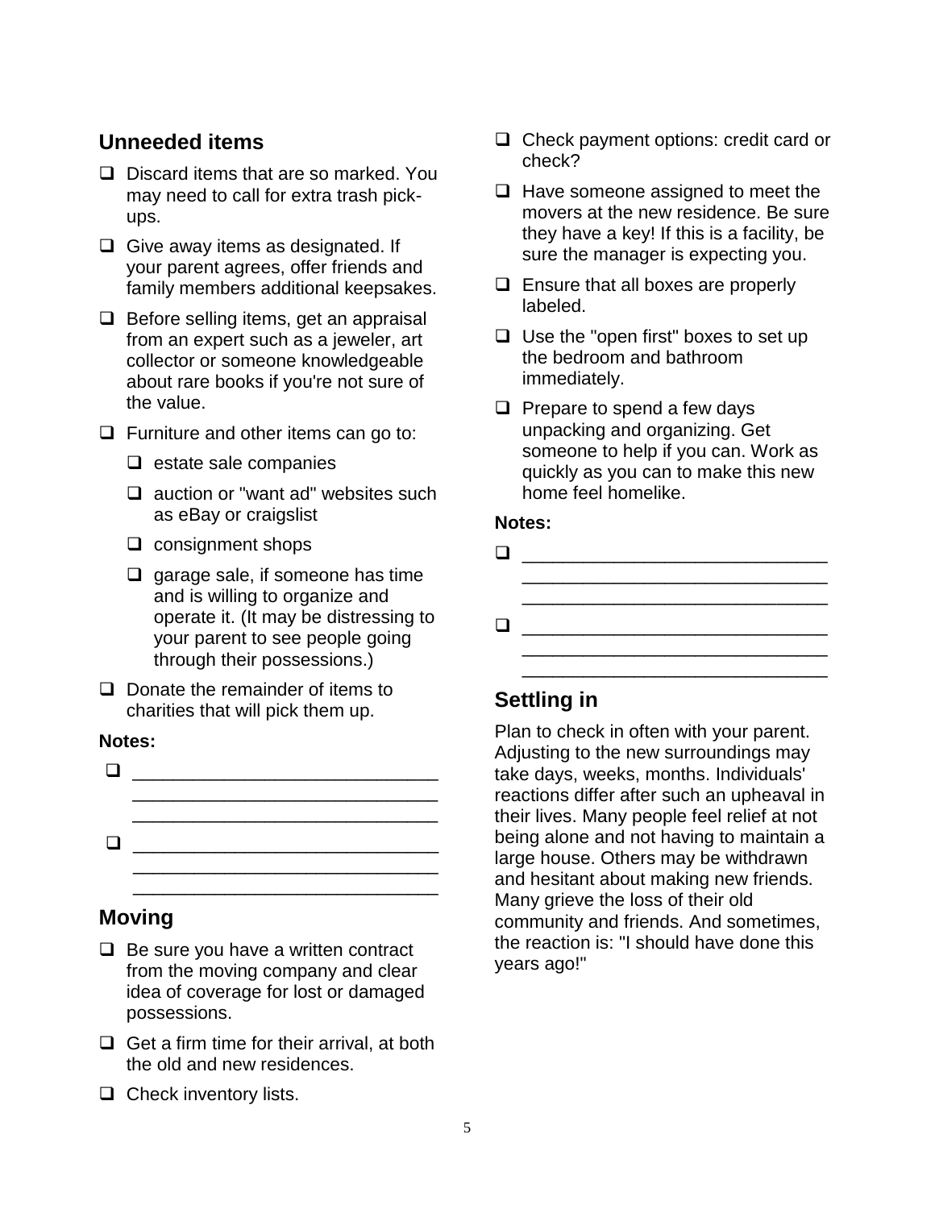## Unneeded items

- ❑ Discard items that are so marked. You may need to call for extra trash pick-ups.
- ❑ Give away items as designated. If your parent agrees, offer friends and family members additional keepsakes.
- ❑ Before selling items, get an appraisal from an expert such as a jeweler, art collector or someone knowledgeable about rare books if you're not sure of the value.
- ❑ Furniture and other items can go to:
  - ❑ estate sale companies
  - ❑ auction or "want ad" websites such as eBay or craigslist
  - ❑ consignment shops
  - ❑ garage sale, if someone has time and is willing to organize and operate it. (It may be distressing to your parent to see people going through their possessions.)
- ❑ Donate the remainder of items to charities that will pick them up.

**Notes:**

- ❑ ______________________________
  ______________________________
  ______________________________
- ❑ ______________________________
  ______________________________
  ______________________________

## Moving

- ❑ Be sure you have a written contract from the moving company and clear idea of coverage for lost or damaged possessions.
- ❑ Get a firm time for their arrival, at both the old and new residences.
- ❑ Check inventory lists.
- ❑ Check payment options: credit card or check?
- ❑ Have someone assigned to meet the movers at the new residence. Be sure they have a key! If this is a facility, be sure the manager is expecting you.
- ❑ Ensure that all boxes are properly labeled.
- ❑ Use the "open first" boxes to set up the bedroom and bathroom immediately.
- ❑ Prepare to spend a few days unpacking and organizing. Get someone to help if you can. Work as quickly as you can to make this new home feel homelike.

**Notes:**

- ❑ ______________________________
  ______________________________
  ______________________________
- ❑ ______________________________
  ______________________________
  ______________________________

## Settling in

Plan to check in often with your parent. Adjusting to the new surroundings may take days, weeks, months. Individuals' reactions differ after such an upheaval in their lives. Many people feel relief at not being alone and not having to maintain a large house. Others may be withdrawn and hesitant about making new friends. Many grieve the loss of their old community and friends. And sometimes, the reaction is: "I should have done this years ago!"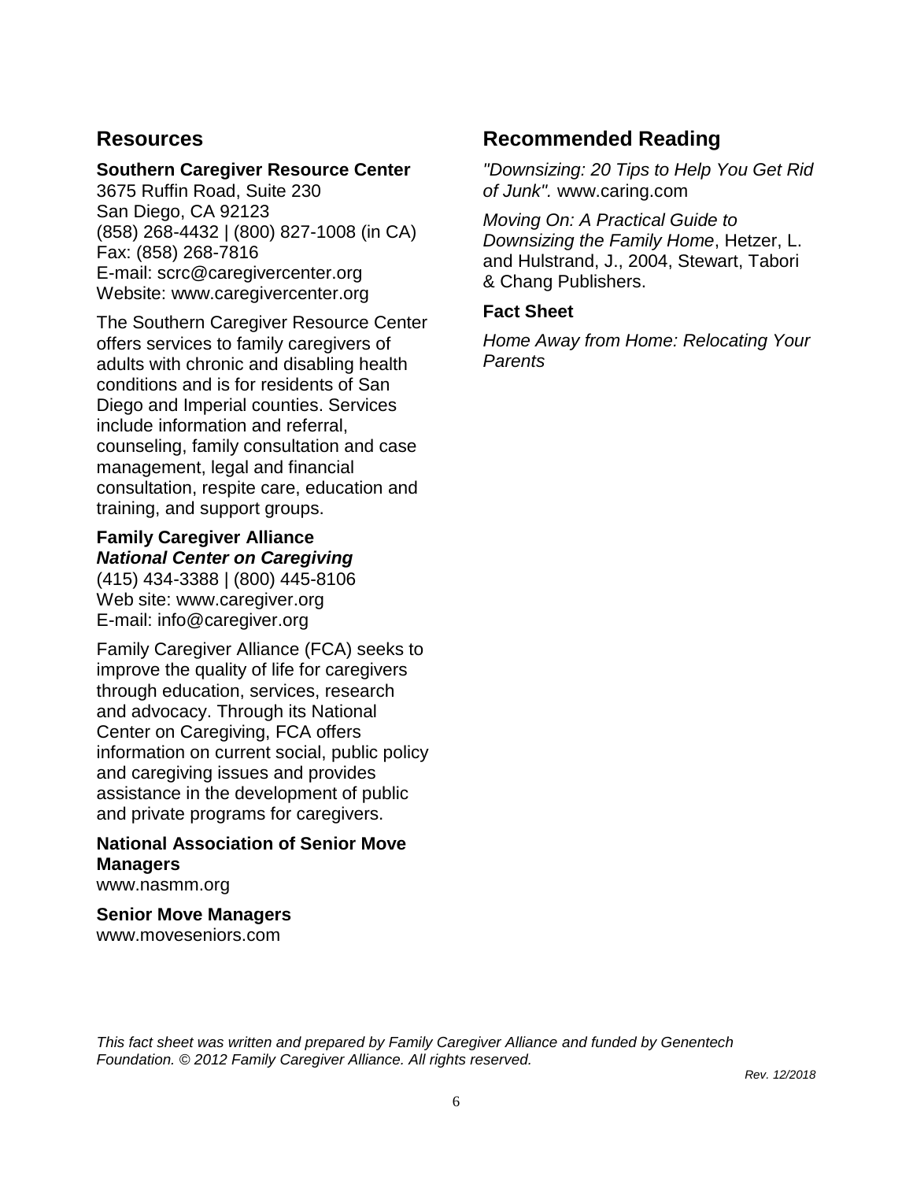## Resources

**Southern Caregiver Resource Center**
3675 Ruffin Road, Suite 230
San Diego, CA 92123
(858) 268-4432 | (800) 827-1008 (in CA)
Fax: (858) 268-7816
E-mail: scrc@caregivercenter.org
Website: www.caregivercenter.org

The Southern Caregiver Resource Center offers services to family caregivers of adults with chronic and disabling health conditions and is for residents of San Diego and Imperial counties. Services include information and referral, counseling, family consultation and case management, legal and financial consultation, respite care, education and training, and support groups.

**Family Caregiver Alliance**
***National Center on Caregiving***
(415) 434-3388 | (800) 445-8106
Web site: www.caregiver.org
E-mail: info@caregiver.org

Family Caregiver Alliance (FCA) seeks to improve the quality of life for caregivers through education, services, research and advocacy. Through its National Center on Caregiving, FCA offers information on current social, public policy and caregiving issues and provides assistance in the development of public and private programs for caregivers.

**National Association of Senior Move Managers**
www.nasmm.org

**Senior Move Managers**
www.moveseniors.com

## Recommended Reading

*"Downsizing: 20 Tips to Help You Get Rid of Junk".* www.caring.com

*Moving On: A Practical Guide to Downsizing the Family Home*, Hetzer, L. and Hulstrand, J., 2004, Stewart, Tabori & Chang Publishers.

### Fact Sheet

*Home Away from Home: Relocating Your Parents*

*This fact sheet was written and prepared by Family Caregiver Alliance and funded by Genentech Foundation. © 2012 Family Caregiver Alliance. All rights reserved.*

*Rev. 12/2018*